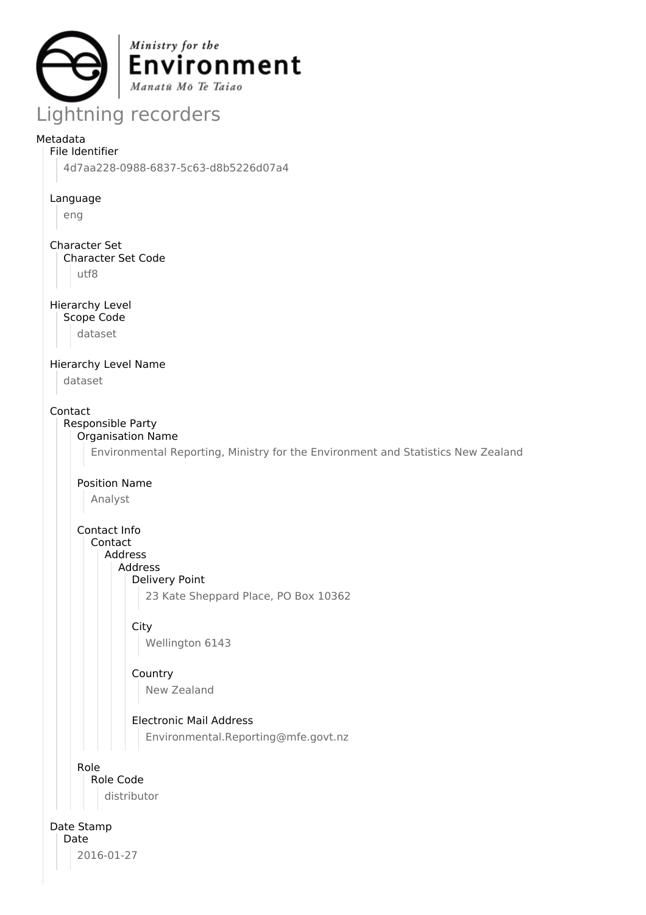Ministry for the **Environment**
*Manatū Mō Te Taiao*

# Lightning recorders

- Metadata
  - File Identifier
    - 4d7aa228-0988-6837-5c63-d8b5226d07a4
  - Language
    - eng
  - Character Set
    - Character Set Code
      - utf8
  - Hierarchy Level
    - Scope Code
      - dataset
  - Hierarchy Level Name
    - dataset
  - Contact
    - Responsible Party
      - Organisation Name
        - Environmental Reporting, Ministry for the Environment and Statistics New Zealand
      - Position Name
        - Analyst
      - Contact Info
        - Contact
          - Address
            - Address
              - Delivery Point
                - 23 Kate Sheppard Place, PO Box 10362
              - City
                - Wellington 6143
              - Country
                - New Zealand
              - Electronic Mail Address
                - Environmental.Reporting@mfe.govt.nz
      - Role
        - Role Code
          - distributor
  - Date Stamp
    - Date
      - 2016-01-27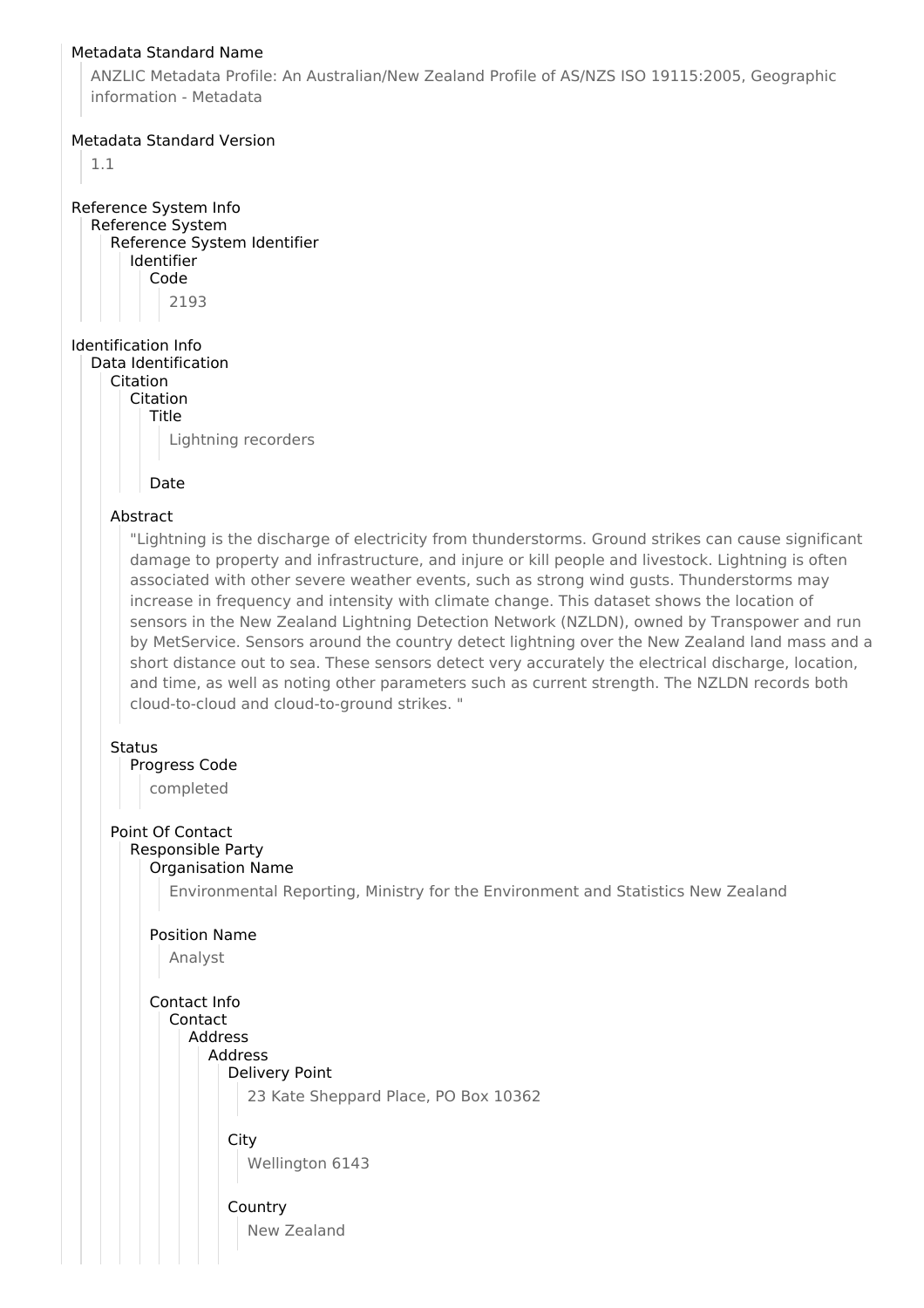Metadata Standard Name

ANZLIC Metadata Profile: An Australian/New Zealand Profile of AS/NZS ISO 19115:2005, Geographic information - Metadata

Metadata Standard Version

1.1

Reference System Info
- Reference System
  - Reference System Identifier
    - Identifier
      - Code

        2193

Identification Info
- Data Identification
  - Citation
    - Citation
      - Title

        Lightning recorders

      - Date

  - Abstract

    "Lightning is the discharge of electricity from thunderstorms. Ground strikes can cause significant damage to property and infrastructure, and injure or kill people and livestock. Lightning is often associated with other severe weather events, such as strong wind gusts. Thunderstorms may increase in frequency and intensity with climate change. This dataset shows the location of sensors in the New Zealand Lightning Detection Network (NZLDN), owned by Transpower and run by MetService. Sensors around the country detect lightning over the New Zealand land mass and a short distance out to sea. These sensors detect very accurately the electrical discharge, location, and time, as well as noting other parameters such as current strength. The NZLDN records both cloud-to-cloud and cloud-to-ground strikes. "

  - Status
    - Progress Code

      completed

  - Point Of Contact
    - Responsible Party
      - Organisation Name

        Environmental Reporting, Ministry for the Environment and Statistics New Zealand

      - Position Name

        Analyst

      - Contact Info
        - Contact
          - Address
            - Address
              - Delivery Point

                23 Kate Sheppard Place, PO Box 10362

              - City

                Wellington 6143

              - Country

                New Zealand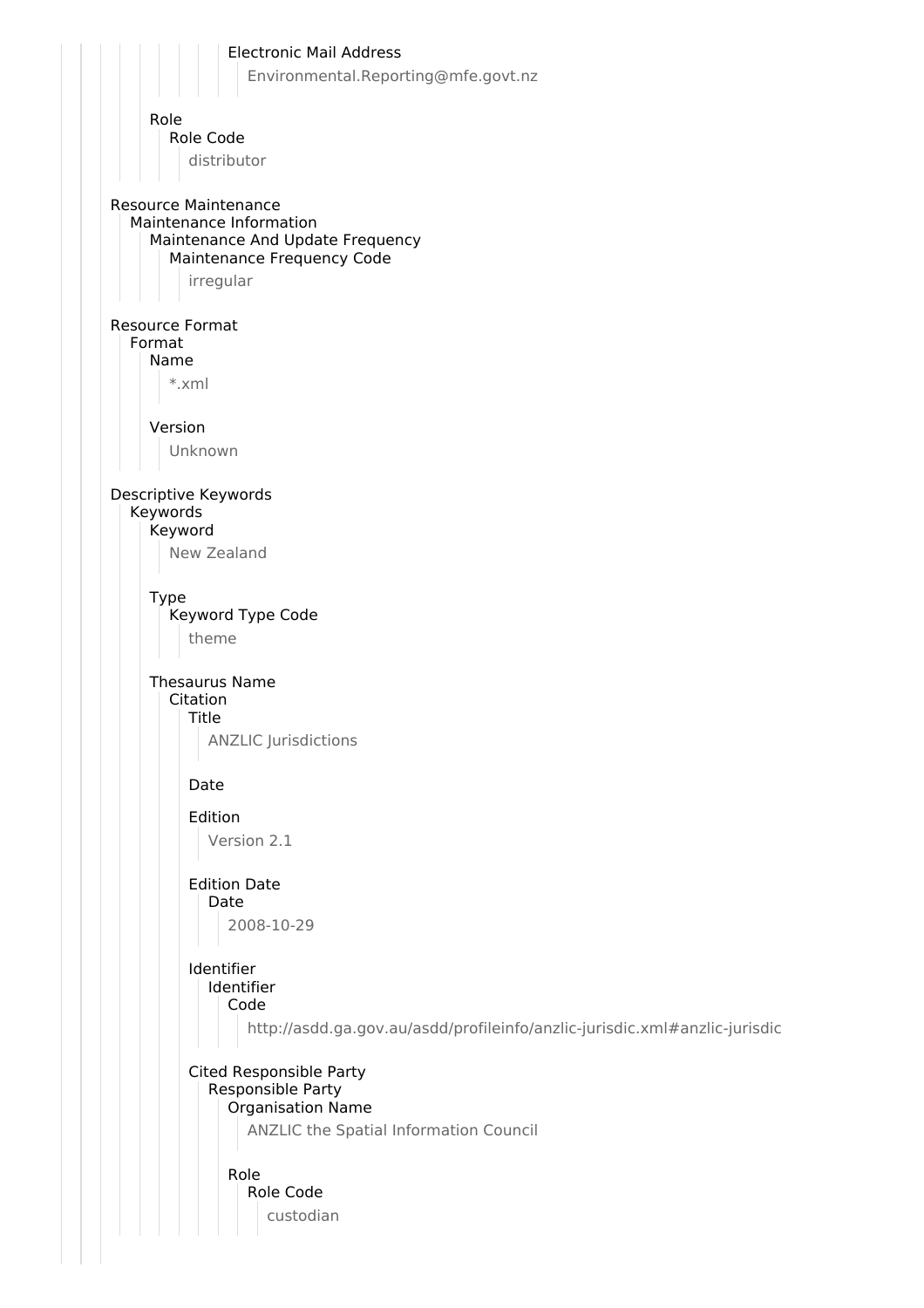Electronic Mail Address

Environmental.Reporting@mfe.govt.nz

Role

Role Code

distributor

Resource Maintenance

Maintenance Information

Maintenance And Update Frequency

Maintenance Frequency Code

irregular

Resource Format

Format

Name

*.xml

Version

Unknown

Descriptive Keywords

Keywords

Keyword

New Zealand

Type

Keyword Type Code

theme

Thesaurus Name

Citation

Title

ANZLIC Jurisdictions

Date

Edition

Version 2.1

Edition Date

Date

2008-10-29

Identifier

Identifier

Code

http://asdd.ga.gov.au/asdd/profileinfo/anzlic-jurisdic.xml#anzlic-jurisdic

Cited Responsible Party

Responsible Party

Organisation Name

ANZLIC the Spatial Information Council

Role

Role Code

custodian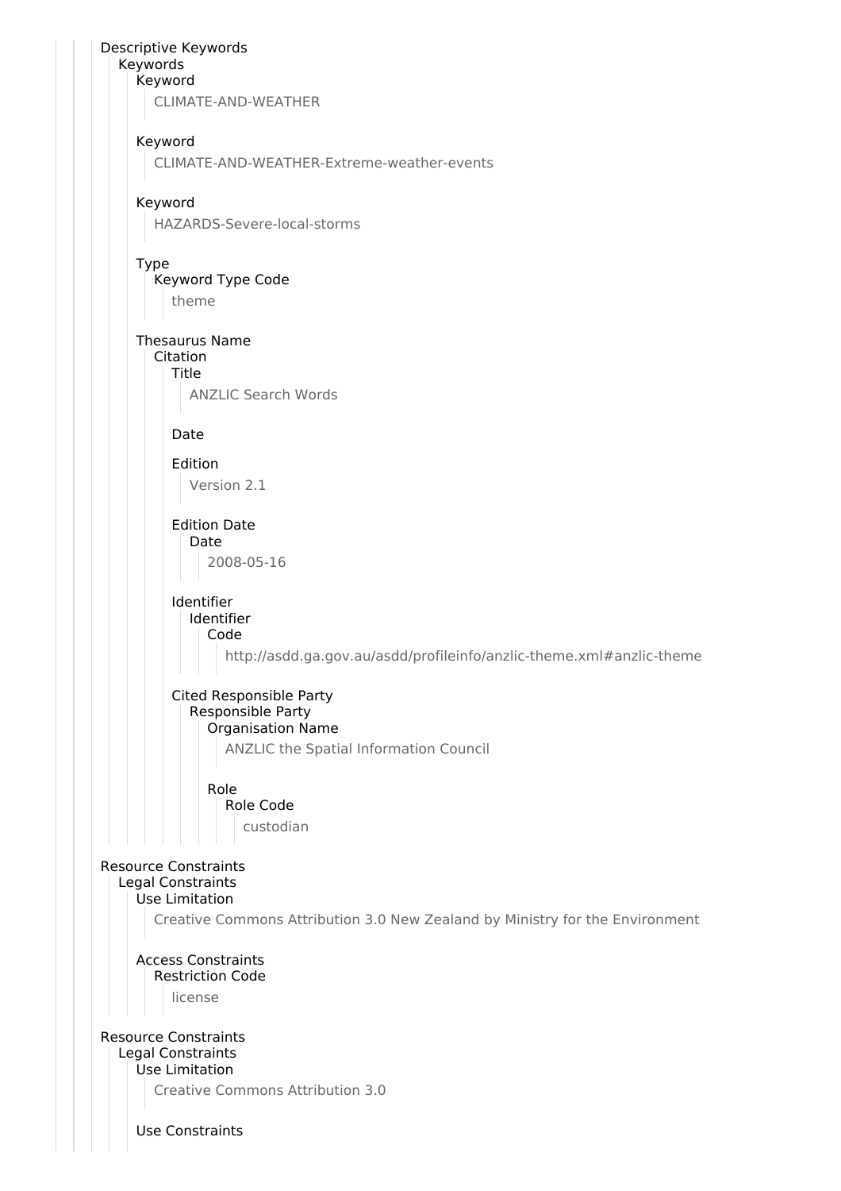Descriptive Keywords

Keywords

Keyword

CLIMATE-AND-WEATHER

Keyword

CLIMATE-AND-WEATHER-Extreme-weather-events

Keyword

HAZARDS-Severe-local-storms

Type

Keyword Type Code

theme

Thesaurus Name

Citation

Title

ANZLIC Search Words

Date

Edition

Version 2.1

Edition Date

Date

2008-05-16

Identifier

Identifier

Code

http://asdd.ga.gov.au/asdd/profileinfo/anzlic-theme.xml#anzlic-theme

Cited Responsible Party

Responsible Party

Organisation Name

ANZLIC the Spatial Information Council

Role

Role Code

custodian

Resource Constraints

Legal Constraints

Use Limitation

Creative Commons Attribution 3.0 New Zealand by Ministry for the Environment

Access Constraints

Restriction Code

license

Resource Constraints

Legal Constraints

Use Limitation

Creative Commons Attribution 3.0

Use Constraints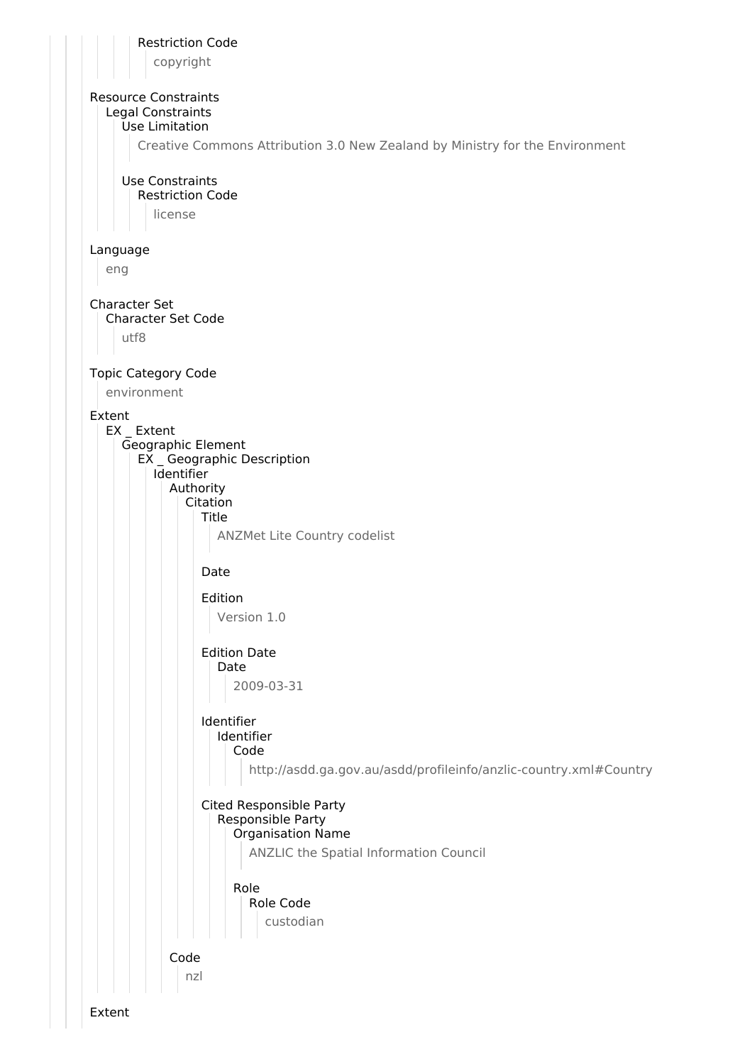Restriction Code

copyright

Resource Constraints

Legal Constraints

Use Limitation

Creative Commons Attribution 3.0 New Zealand by Ministry for the Environment

Use Constraints

Restriction Code

license

Language

eng

Character Set

Character Set Code

utf8

Topic Category Code

environment

Extent

EX _ Extent

Geographic Element

EX _ Geographic Description

Identifier

Authority

Citation

Title

ANZMet Lite Country codelist

Date

Edition

Version 1.0

Edition Date

Date

2009-03-31

Identifier

Identifier

Code

http://asdd.ga.gov.au/asdd/profileinfo/anzlic-country.xml#Country

Cited Responsible Party

Responsible Party

Organisation Name

ANZLIC the Spatial Information Council

Role

Role Code

custodian

Code

nzl

Extent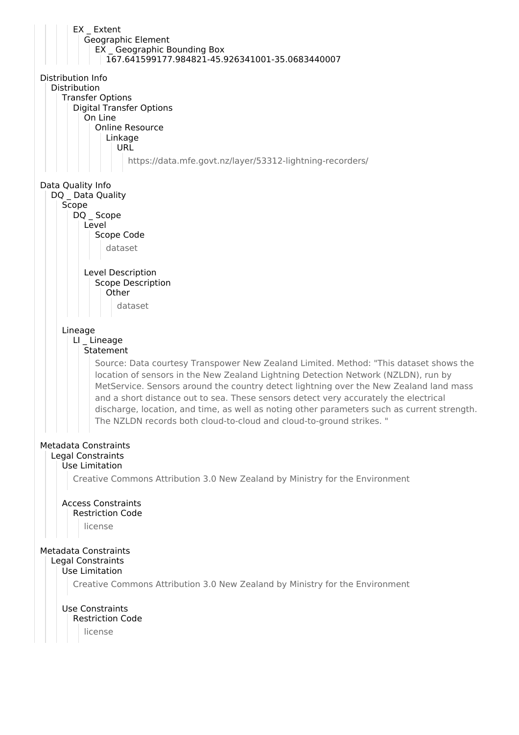EX _ Extent
Geographic Element
EX _ Geographic Bounding Box
167.641599177.984821-45.926341001-35.0683440007

Distribution Info
Distribution
Transfer Options
Digital Transfer Options
On Line
Online Resource
Linkage
URL
https://data.mfe.govt.nz/layer/53312-lightning-recorders/

Data Quality Info
DQ _ Data Quality
Scope
DQ _ Scope
Level
Scope Code
dataset

Level Description
Scope Description
Other
dataset

Lineage
LI _ Lineage
Statement
Source: Data courtesy Transpower New Zealand Limited. Method: "This dataset shows the location of sensors in the New Zealand Lightning Detection Network (NZLDN), run by MetService. Sensors around the country detect lightning over the New Zealand land mass and a short distance out to sea. These sensors detect very accurately the electrical discharge, location, and time, as well as noting other parameters such as current strength. The NZLDN records both cloud-to-cloud and cloud-to-ground strikes. "

Metadata Constraints
Legal Constraints
Use Limitation
Creative Commons Attribution 3.0 New Zealand by Ministry for the Environment

Access Constraints
Restriction Code
license

Metadata Constraints
Legal Constraints
Use Limitation
Creative Commons Attribution 3.0 New Zealand by Ministry for the Environment

Use Constraints
Restriction Code
license